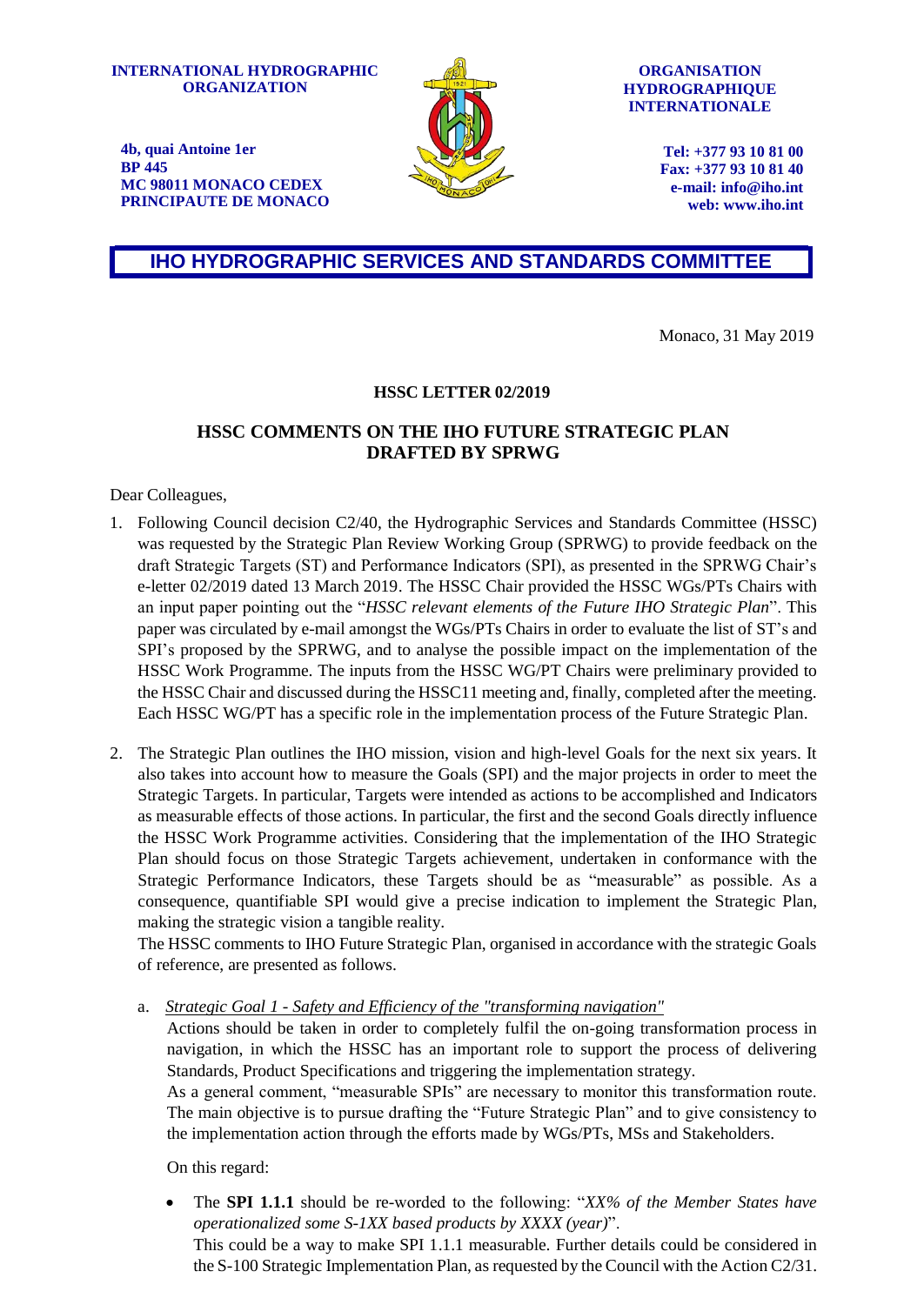**INTERNATIONAL HYDROGRAPHIC ORGANIZATION**

**4b, quai Antoine 1er**
**BP 445**
**MC 98011 MONACO CEDEX**
**PRINCIPAUTE DE MONACO**

**ORGANISATION HYDROGRAPHIQUE INTERNATIONALE**

**Tel: +377 93 10 81 00**
**Fax: +377 93 10 81 40**
**e-mail: info@iho.int**
**web: www.iho.int**

# IHO HYDROGRAPHIC SERVICES AND STANDARDS COMMITTEE

Monaco, 31 May 2019

**HSSC LETTER 02/2019**

## HSSC COMMENTS ON THE IHO FUTURE STRATEGIC PLAN DRAFTED BY SPRWG

Dear Colleagues,

1. Following Council decision C2/40, the Hydrographic Services and Standards Committee (HSSC) was requested by the Strategic Plan Review Working Group (SPRWG) to provide feedback on the draft Strategic Targets (ST) and Performance Indicators (SPI), as presented in the SPRWG Chair's e-letter 02/2019 dated 13 March 2019. The HSSC Chair provided the HSSC WGs/PTs Chairs with an input paper pointing out the "*HSSC relevant elements of the Future IHO Strategic Plan*". This paper was circulated by e-mail amongst the WGs/PTs Chairs in order to evaluate the list of ST's and SPI's proposed by the SPRWG, and to analyse the possible impact on the implementation of the HSSC Work Programme. The inputs from the HSSC WG/PT Chairs were preliminary provided to the HSSC Chair and discussed during the HSSC11 meeting and, finally, completed after the meeting. Each HSSC WG/PT has a specific role in the implementation process of the Future Strategic Plan.

2. The Strategic Plan outlines the IHO mission, vision and high-level Goals for the next six years. It also takes into account how to measure the Goals (SPI) and the major projects in order to meet the Strategic Targets. In particular, Targets were intended as actions to be accomplished and Indicators as measurable effects of those actions. In particular, the first and the second Goals directly influence the HSSC Work Programme activities. Considering that the implementation of the IHO Strategic Plan should focus on those Strategic Targets achievement, undertaken in conformance with the Strategic Performance Indicators, these Targets should be as "measurable" as possible. As a consequence, quantifiable SPI would give a precise indication to implement the Strategic Plan, making the strategic vision a tangible reality.
   The HSSC comments to IHO Future Strategic Plan, organised in accordance with the strategic Goals of reference, are presented as follows.

   a. *Strategic Goal 1 - Safety and Efficiency of the "transforming navigation"*
      Actions should be taken in order to completely fulfil the on-going transformation process in navigation, in which the HSSC has an important role to support the process of delivering Standards, Product Specifications and triggering the implementation strategy.
      As a general comment, "measurable SPIs" are necessary to monitor this transformation route. The main objective is to pursue drafting the "Future Strategic Plan" and to give consistency to the implementation action through the efforts made by WGs/PTs, MSs and Stakeholders.

      On this regard:

      - The **SPI 1.1.1** should be re-worded to the following: "*XX% of the Member States have operationalized some S-1XX based products by XXXX (year)*".
        This could be a way to make SPI 1.1.1 measurable. Further details could be considered in the S-100 Strategic Implementation Plan, as requested by the Council with the Action C2/31.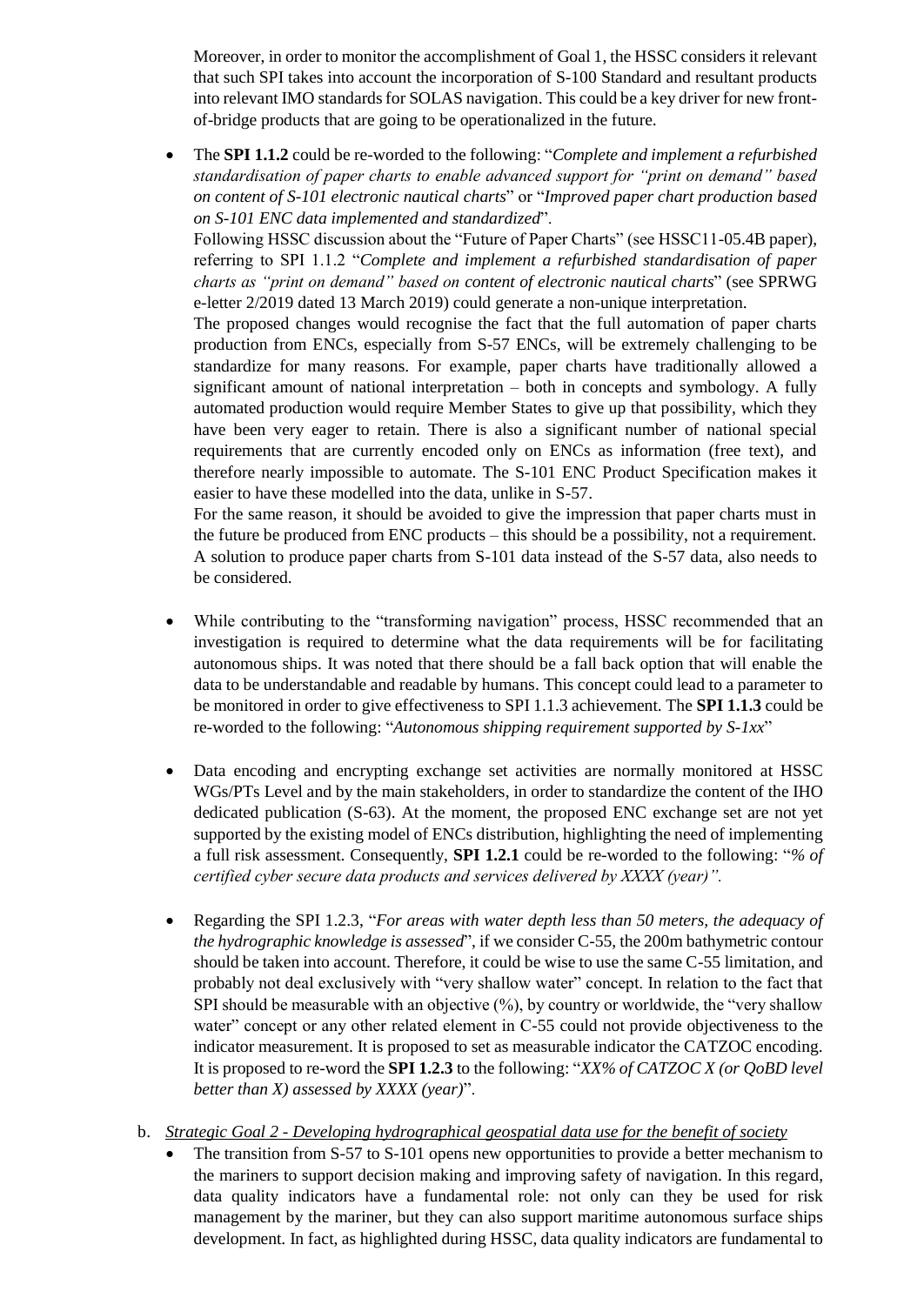Moreover, in order to monitor the accomplishment of Goal 1, the HSSC considers it relevant that such SPI takes into account the incorporation of S-100 Standard and resultant products into relevant IMO standards for SOLAS navigation. This could be a key driver for new front-of-bridge products that are going to be operationalized in the future.

- The **SPI 1.1.2** could be re-worded to the following: "*Complete and implement a refurbished standardisation of paper charts to enable advanced support for "print on demand" based on content of S-101 electronic nautical charts*" or "*Improved paper chart production based on S-101 ENC data implemented and standardized*".

  Following HSSC discussion about the "Future of Paper Charts" (see HSSC11-05.4B paper), referring to SPI 1.1.2 "*Complete and implement a refurbished standardisation of paper charts as "print on demand" based on content of electronic nautical charts*" (see SPRWG e-letter 2/2019 dated 13 March 2019) could generate a non-unique interpretation.

  The proposed changes would recognise the fact that the full automation of paper charts production from ENCs, especially from S-57 ENCs, will be extremely challenging to be standardize for many reasons. For example, paper charts have traditionally allowed a significant amount of national interpretation – both in concepts and symbology. A fully automated production would require Member States to give up that possibility, which they have been very eager to retain. There is also a significant number of national special requirements that are currently encoded only on ENCs as information (free text), and therefore nearly impossible to automate. The S-101 ENC Product Specification makes it easier to have these modelled into the data, unlike in S-57.

  For the same reason, it should be avoided to give the impression that paper charts must in the future be produced from ENC products – this should be a possibility, not a requirement. A solution to produce paper charts from S-101 data instead of the S-57 data, also needs to be considered.

- While contributing to the "transforming navigation" process, HSSC recommended that an investigation is required to determine what the data requirements will be for facilitating autonomous ships. It was noted that there should be a fall back option that will enable the data to be understandable and readable by humans. This concept could lead to a parameter to be monitored in order to give effectiveness to SPI 1.1.3 achievement. The **SPI 1.1.3** could be re-worded to the following: "*Autonomous shipping requirement supported by S-1xx*"

- Data encoding and encrypting exchange set activities are normally monitored at HSSC WGs/PTs Level and by the main stakeholders, in order to standardize the content of the IHO dedicated publication (S-63). At the moment, the proposed ENC exchange set are not yet supported by the existing model of ENCs distribution, highlighting the need of implementing a full risk assessment. Consequently, **SPI 1.2.1** could be re-worded to the following: "*% of certified cyber secure data products and services delivered by XXXX (year)".*

- Regarding the SPI 1.2.3, "*For areas with water depth less than 50 meters, the adequacy of the hydrographic knowledge is assessed*", if we consider C-55, the 200m bathymetric contour should be taken into account. Therefore, it could be wise to use the same C-55 limitation, and probably not deal exclusively with "very shallow water" concept. In relation to the fact that SPI should be measurable with an objective (%), by country or worldwide, the "very shallow water" concept or any other related element in C-55 could not provide objectiveness to the indicator measurement. It is proposed to set as measurable indicator the CATZOC encoding. It is proposed to re-word the **SPI 1.2.3** to the following: "*XX% of CATZOC X (or QoBD level better than X) assessed by XXXX (year)*".

b. *Strategic Goal 2 - Developing hydrographical geospatial data use for the benefit of society*

- The transition from S-57 to S-101 opens new opportunities to provide a better mechanism to the mariners to support decision making and improving safety of navigation. In this regard, data quality indicators have a fundamental role: not only can they be used for risk management by the mariner, but they can also support maritime autonomous surface ships development. In fact, as highlighted during HSSC, data quality indicators are fundamental to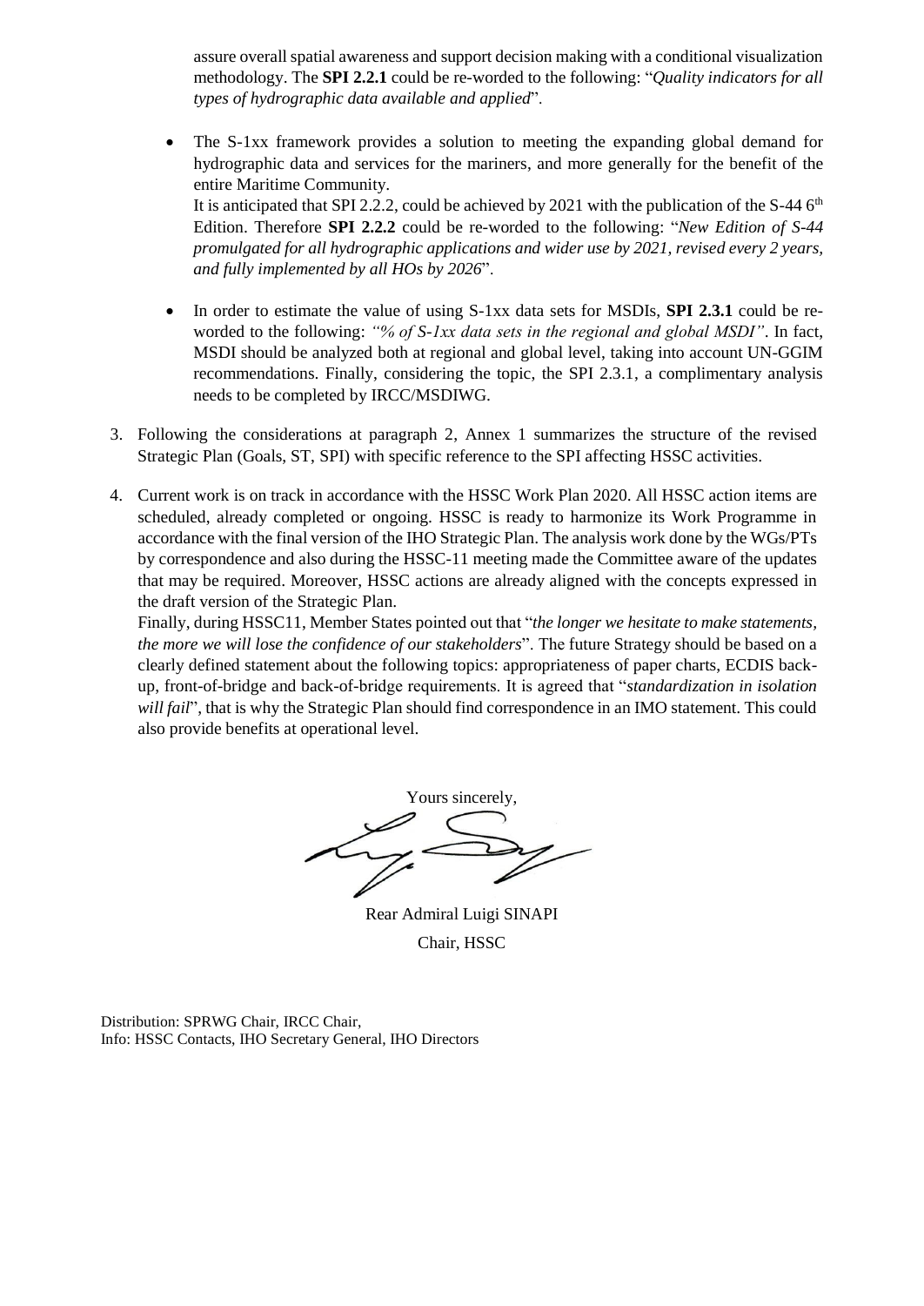assure overall spatial awareness and support decision making with a conditional visualization methodology. The **SPI 2.2.1** could be re-worded to the following: "*Quality indicators for all types of hydrographic data available and applied*".

- The S-1xx framework provides a solution to meeting the expanding global demand for hydrographic data and services for the mariners, and more generally for the benefit of the entire Maritime Community.
  It is anticipated that SPI 2.2.2, could be achieved by 2021 with the publication of the S-44 6th Edition. Therefore **SPI 2.2.2** could be re-worded to the following: "*New Edition of S-44 promulgated for all hydrographic applications and wider use by 2021, revised every 2 years, and fully implemented by all HOs by 2026*".

- In order to estimate the value of using S-1xx data sets for MSDIs, **SPI 2.3.1** could be re-worded to the following: *"% of S-1xx data sets in the regional and global MSDI"*. In fact, MSDI should be analyzed both at regional and global level, taking into account UN-GGIM recommendations. Finally, considering the topic, the SPI 2.3.1, a complimentary analysis needs to be completed by IRCC/MSDIWG.

3. Following the considerations at paragraph 2, Annex 1 summarizes the structure of the revised Strategic Plan (Goals, ST, SPI) with specific reference to the SPI affecting HSSC activities.

4. Current work is on track in accordance with the HSSC Work Plan 2020. All HSSC action items are scheduled, already completed or ongoing. HSSC is ready to harmonize its Work Programme in accordance with the final version of the IHO Strategic Plan. The analysis work done by the WGs/PTs by correspondence and also during the HSSC-11 meeting made the Committee aware of the updates that may be required. Moreover, HSSC actions are already aligned with the concepts expressed in the draft version of the Strategic Plan.
   Finally, during HSSC11, Member States pointed out that "*the longer we hesitate to make statements, the more we will lose the confidence of our stakeholders*". The future Strategy should be based on a clearly defined statement about the following topics: appropriateness of paper charts, ECDIS back-up, front-of-bridge and back-of-bridge requirements. It is agreed that "*standardization in isolation will fail*", that is why the Strategic Plan should find correspondence in an IMO statement. This could also provide benefits at operational level.

Yours sincerely,

Rear Admiral Luigi SINAPI
Chair, HSSC

Distribution: SPRWG Chair, IRCC Chair,
Info: HSSC Contacts, IHO Secretary General, IHO Directors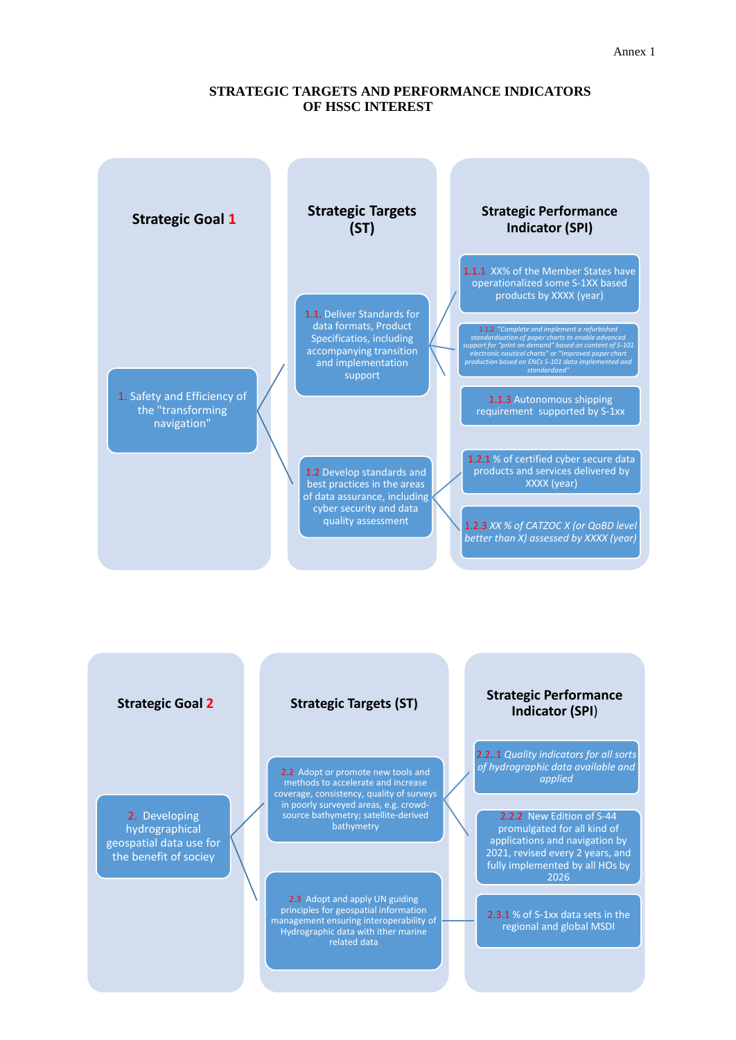Annex 1

# STRATEGIC TARGETS AND PERFORMANCE INDICATORS OF HSSC INTEREST

**Strategic Goal 1**

**Strategic Targets (ST)**

**Strategic Performance Indicator (SPI)**

1. Safety and Efficiency of the "transforming navigation"

1.1. Deliver Standards for data formats, Product Specificatios, including accompanying transition and implementation support

1.1.1 XX% of the Member States have operationalized some S-1XX based products by XXXX (year)

1.1.2 *"Complete and implement a refurbished standardisation of paper charts to enable advanced support for "print on demand" based on content of S-101 electronic nautical charts" or "Improved paper chart production based on ENCs S-101 data implemented and standardized"*

1.1.3 Autonomous shipping requirement supported by S-1xx

1.2 Develop standards and best practices in the areas of data assurance, including cyber security and data quality assessment

1.2.1 % of certified cyber secure data products and services delivered by XXXX (year)

1.2.3 *XX % of CATZOC X (or QoBD level better than X) assessed by XXXX (year)*

**Strategic Goal 2**

**Strategic Targets (ST)**

**Strategic Performance Indicator (SPI)**

2. Developing hydrographical geospatial data use for the benefit of sociey

2.2 Adopt or promote new tools and methods to accelerate and increase coverage, consistency, quality of surveys in poorly surveyed areas, e.g. crowd-source bathymetry; satellite-derived bathymetry

2.2..1 *Quality indicators for all sorts of hydrographic data available and applied*

2.2.2 New Edition of S-44 promulgated for all kind of applications and navigation by 2021, revised every 2 years, and fully implemented by all HOs by 2026

2.3 Adopt and apply UN guiding principles for geospatial information management ensuring interoperability of Hydrographic data with ither marine related data

2.3.1 % of S-1xx data sets in the regional and global MSDI